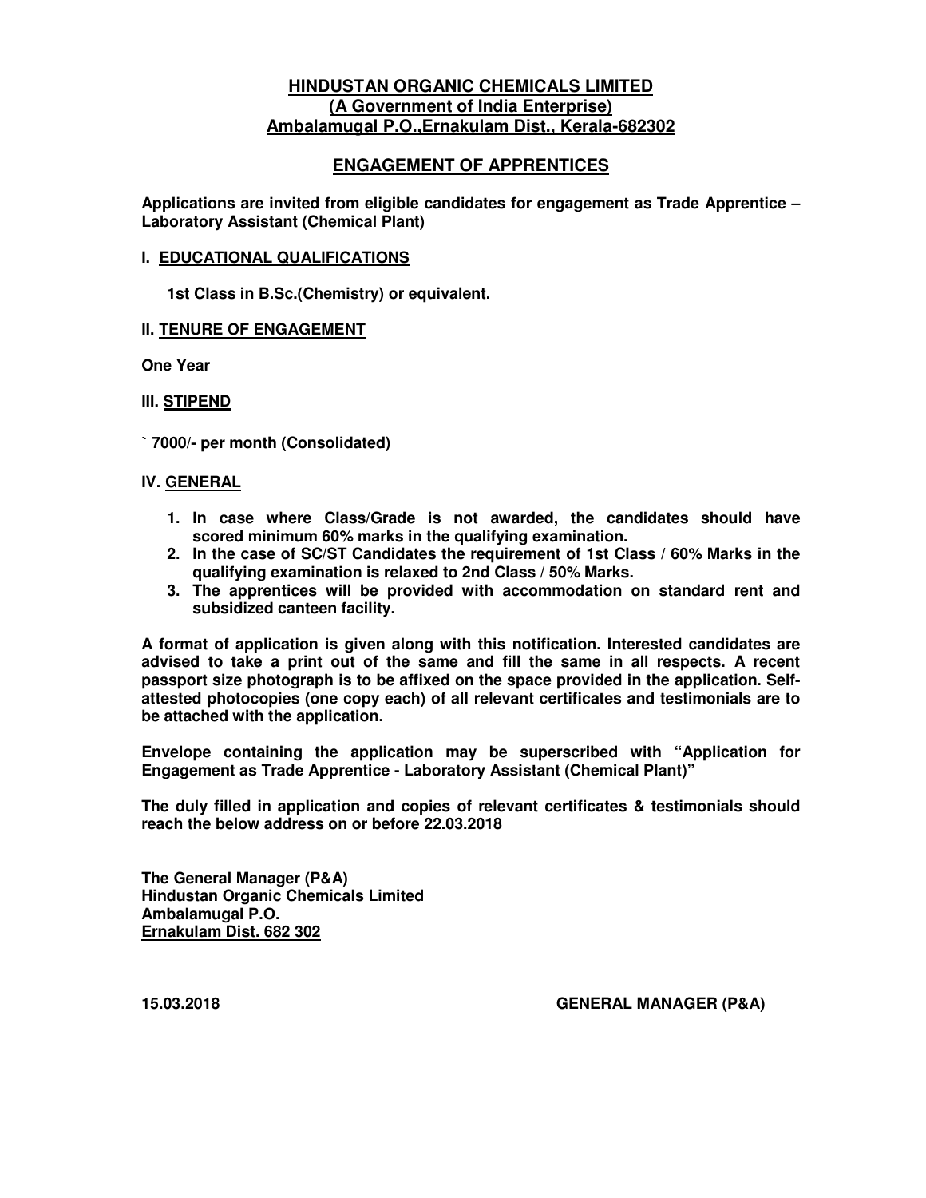# HINDUSTAN ORGANIC CHEMICALS LIMITED
## (A Government of India Enterprise)
## Ambalamugal P.O.,Ernakulam Dist., Kerala-682302

## ENGAGEMENT OF APPRENTICES

**Applications are invited from eligible candidates for engagement as Trade Apprentice – Laboratory Assistant (Chemical Plant)**

### I. EDUCATIONAL QUALIFICATIONS

**1st Class in B.Sc.(Chemistry) or equivalent.**

### II. TENURE OF ENGAGEMENT

**One Year**

### III. STIPEND

**` 7000/- per month (Consolidated)**

### IV. GENERAL

1. **In case where Class/Grade is not awarded, the candidates should have scored minimum 60% marks in the qualifying examination.**
2. **In the case of SC/ST Candidates the requirement of 1st Class / 60% Marks in the qualifying examination is relaxed to 2nd Class / 50% Marks.**
3. **The apprentices will be provided with accommodation on standard rent and subsidized canteen facility.**

**A format of application is given along with this notification. Interested candidates are advised to take a print out of the same and fill the same in all respects. A recent passport size photograph is to be affixed on the space provided in the application. Self-attested photocopies (one copy each) of all relevant certificates and testimonials are to be attached with the application.**

**Envelope containing the application may be superscribed with "Application for Engagement as Trade Apprentice - Laboratory Assistant (Chemical Plant)"**

**The duly filled in application and copies of relevant certificates & testimonials should reach the below address on or before 22.03.2018**

**The General Manager (P&A)**
**Hindustan Organic Chemicals Limited**
**Ambalamugal P.O.**
**Ernakulam Dist. 682 302**

**15.03.2018** **GENERAL MANAGER (P&A)**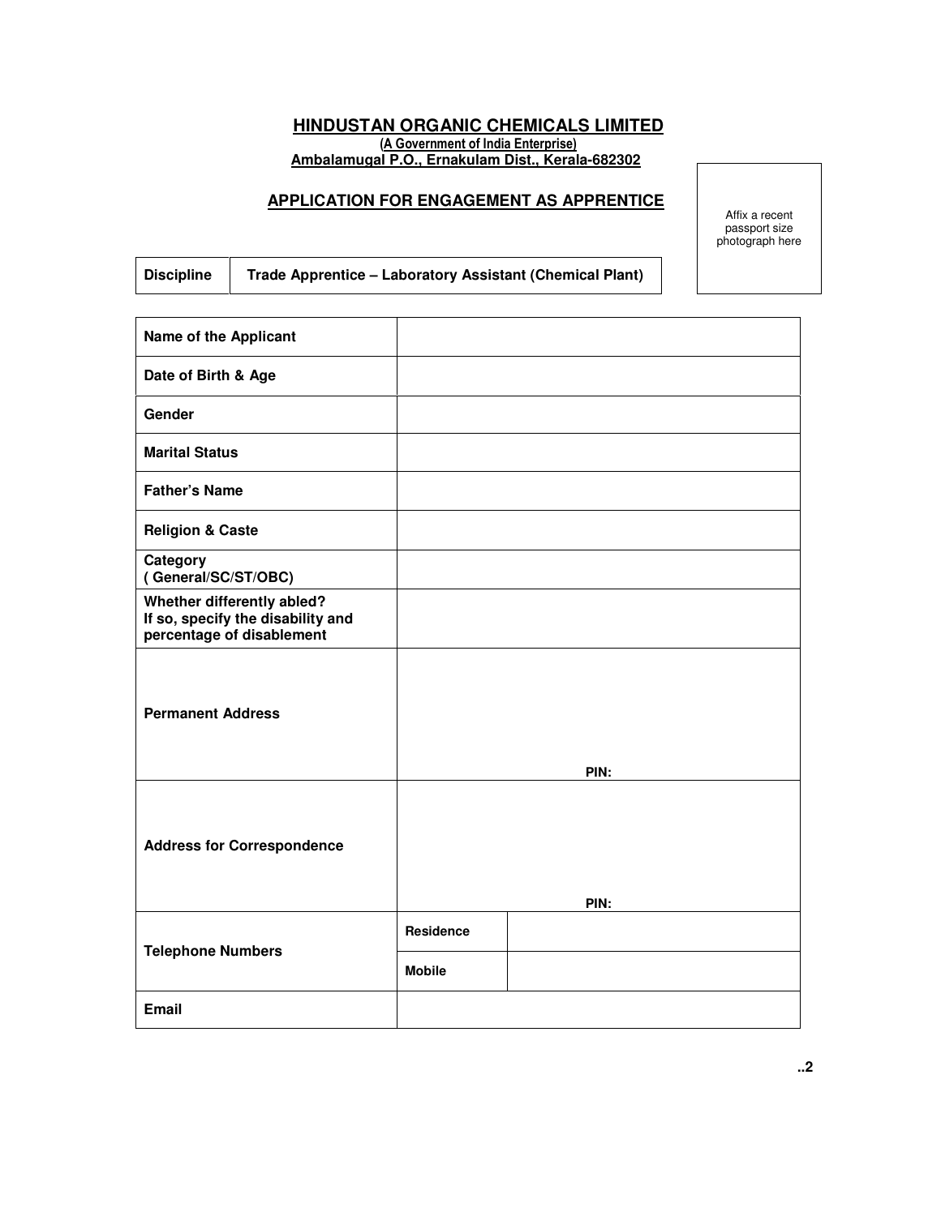# HINDUSTAN ORGANIC CHEMICALS LIMITED

**(A Government of India Enterprise)**

**Ambalamugal P.O., Ernakulam Dist., Kerala-682302**

## APPLICATION FOR ENGAGEMENT AS APPRENTICE

Affix a recent passport size photograph here

| **Discipline** | **Trade Apprentice – Laboratory Assistant (Chemical Plant)** |
|---|---|

| | | |
|---|---|---|
| **Name of the Applicant** | | |
| **Date of Birth & Age** | | |
| **Gender** | | |
| **Marital Status** | | |
| **Father's Name** | | |
| **Religion & Caste** | | |
| **Category ( General/SC/ST/OBC)** | | |
| **Whether differently abled? If so, specify the disability and percentage of disablement** | | |
| **Permanent Address** | **PIN:** | |
| **Address for Correspondence** | **PIN:** | |
| **Telephone Numbers** | **Residence** | |
| | **Mobile** | |
| **Email** | | |

**..2**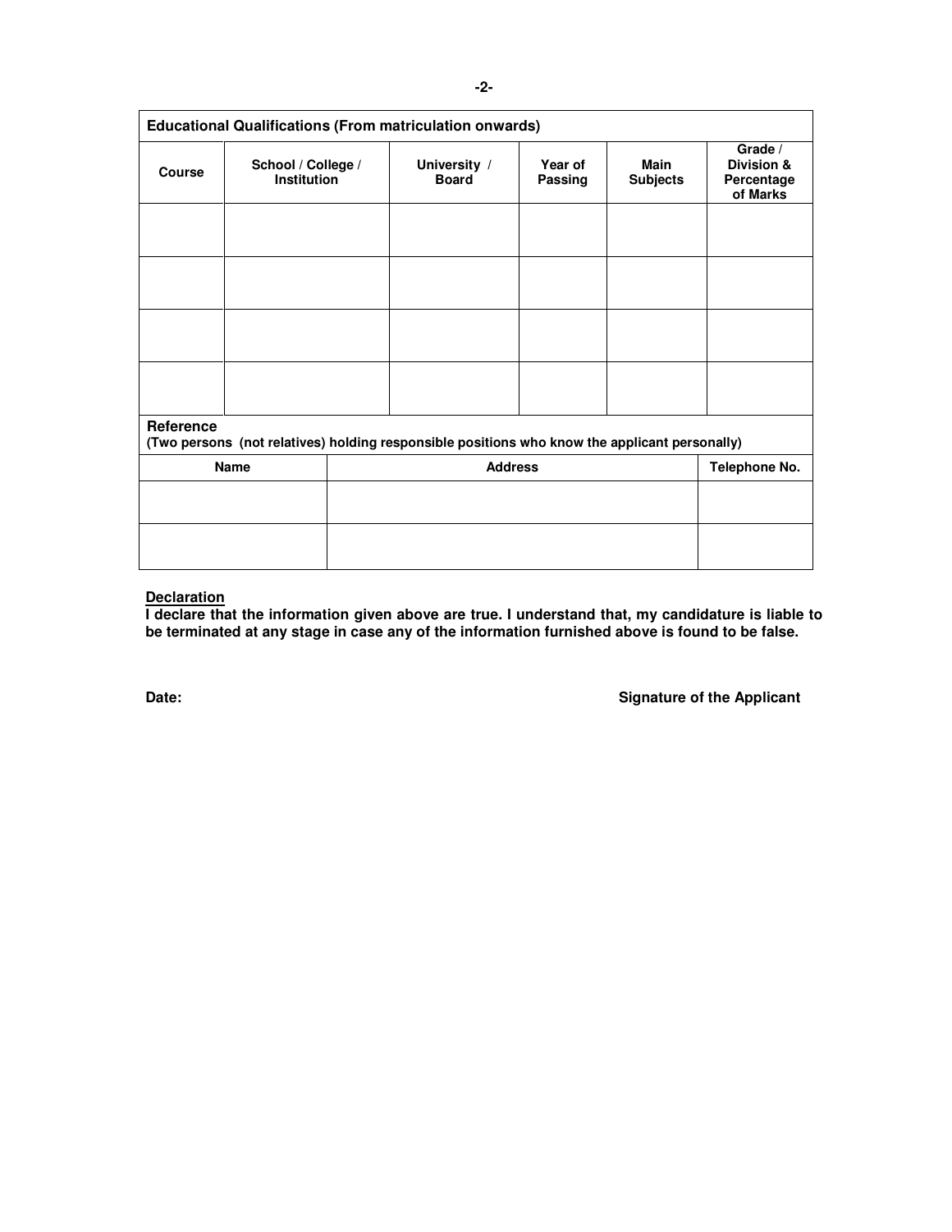| Educational Qualifications (From matriculation onwards) | | | | | |
|---|---|---|---|---|---|
| **Course** | **School / College / Institution** | **University / Board** | **Year of Passing** | **Main Subjects** | **Grade / Division & Percentage of Marks** |
| | | | | | |
| | | | | | |
| | | | | | |
| | | | | | |

**Reference**
**(Two persons (not relatives) holding responsible positions who know the applicant personally)**

| Name | Address | Telephone No. |
|---|---|---|
| | | |
| | | |

**Declaration**

**I declare that the information given above are true. I understand that, my candidature is liable to be terminated at any stage in case any of the information furnished above is found to be false.**

**Date:** **Signature of the Applicant**